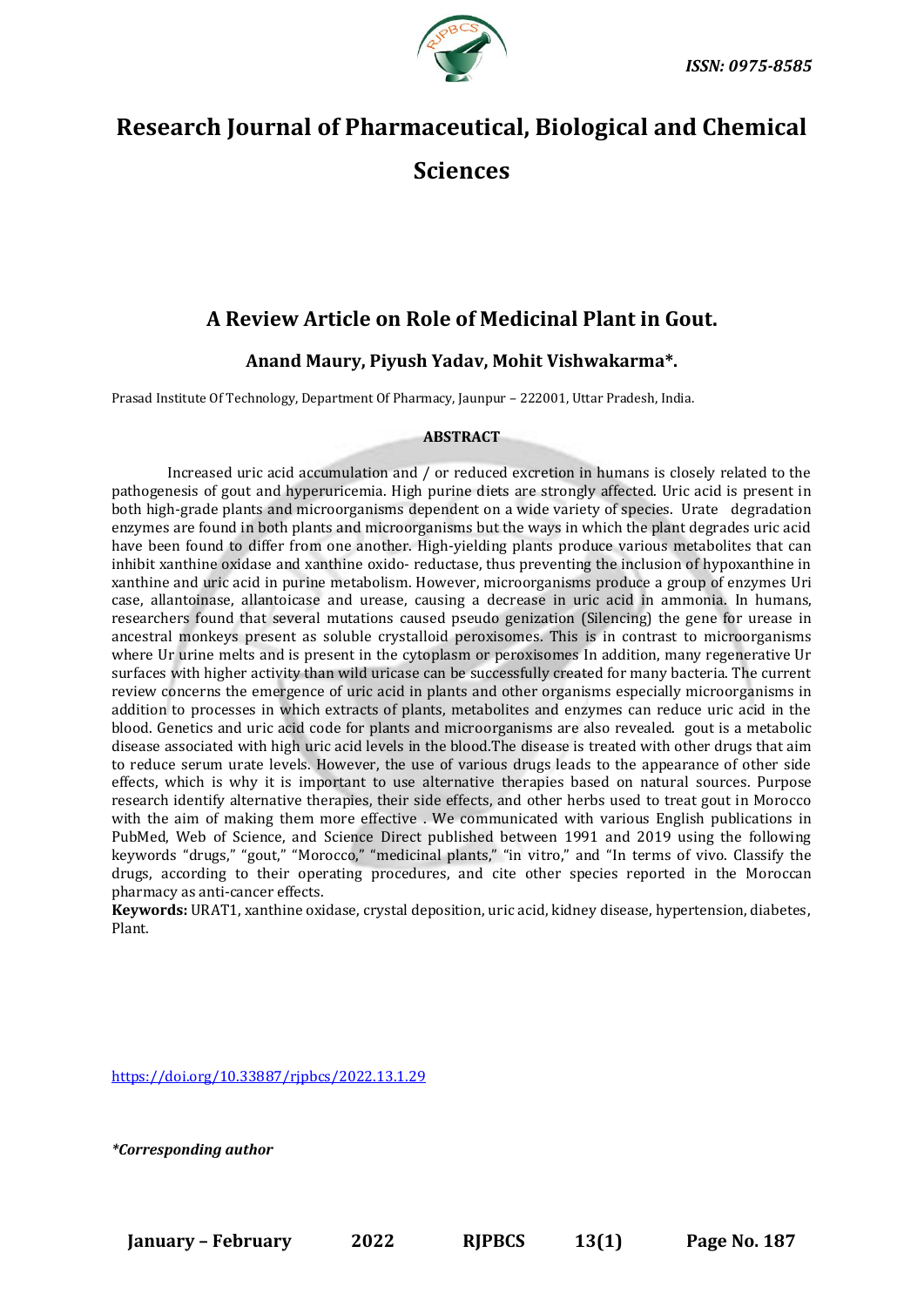ISSN: 0975-8585

# Research Journal of Pharmaceutical, Biological and Chemical Sciences

## A Review Article on Role of Medicinal Plant in Gout.

### Anand Maury, Piyush Yadav, Mohit Vishwakarma*.

Prasad Institute Of Technology, Department Of Pharmacy, Jaunpur – 222001, Uttar Pradesh, India.

**ABSTRACT**

Increased uric acid accumulation and / or reduced excretion in humans is closely related to the pathogenesis of gout and hyperuricemia. High purine diets are strongly affected. Uric acid is present in both high-grade plants and microorganisms dependent on a wide variety of species. Urate degradation enzymes are found in both plants and microorganisms but the ways in which the plant degrades uric acid have been found to differ from one another. High-yielding plants produce various metabolites that can inhibit xanthine oxidase and xanthine oxido- reductase, thus preventing the inclusion of hypoxanthine in xanthine and uric acid in purine metabolism. However, microorganisms produce a group of enzymes Uri case, allantoinase, allantoicase and urease, causing a decrease in uric acid in ammonia. In humans, researchers found that several mutations caused pseudo genization (Silencing) the gene for urease in ancestral monkeys present as soluble crystalloid peroxisomes. This is in contrast to microorganisms where Ur urine melts and is present in the cytoplasm or peroxisomes In addition, many regenerative Ur surfaces with higher activity than wild uricase can be successfully created for many bacteria. The current review concerns the emergence of uric acid in plants and other organisms especially microorganisms in addition to processes in which extracts of plants, metabolites and enzymes can reduce uric acid in the blood. Genetics and uric acid code for plants and microorganisms are also revealed. gout is a metabolic disease associated with high uric acid levels in the blood.The disease is treated with other drugs that aim to reduce serum urate levels. However, the use of various drugs leads to the appearance of other side effects, which is why it is important to use alternative therapies based on natural sources. Purpose research identify alternative therapies, their side effects, and other herbs used to treat gout in Morocco with the aim of making them more effective . We communicated with various English publications in PubMed, Web of Science, and Science Direct published between 1991 and 2019 using the following keywords "drugs," "gout," "Morocco," "medicinal plants," "in vitro," and "In terms of vivo. Classify the drugs, according to their operating procedures, and cite other species reported in the Moroccan pharmacy as anti-cancer effects.

**Keywords:** URAT1, xanthine oxidase, crystal deposition, uric acid, kidney disease, hypertension, diabetes, Plant.

https://doi.org/10.33887/rjpbcs/2022.13.1.29

**\*Corresponding author**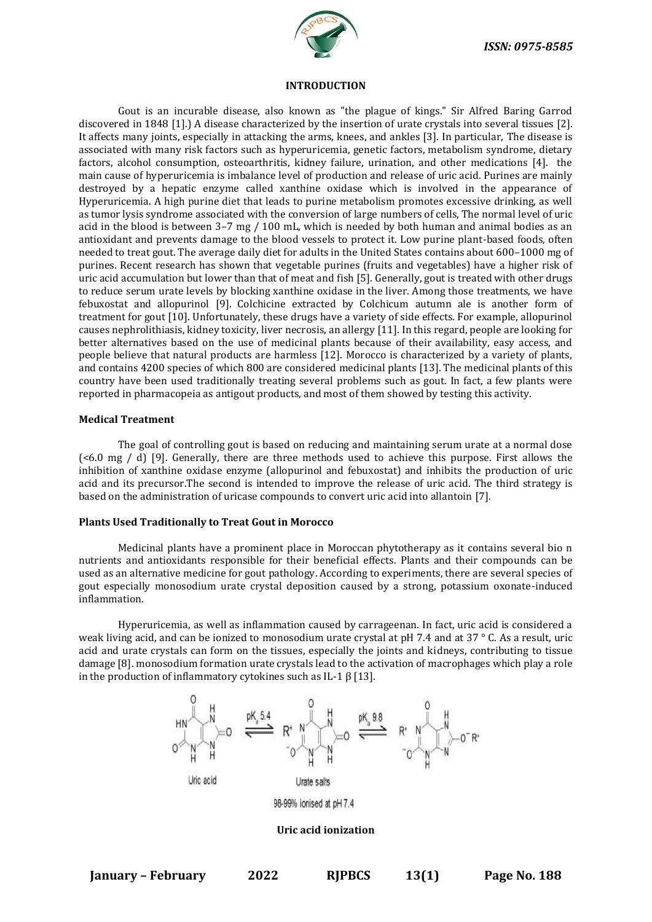## INTRODUCTION

Gout is an incurable disease, also known as "the plague of kings." Sir Alfred Baring Garrod discovered in 1848 [1].) A disease characterized by the insertion of urate crystals into several tissues [2]. It affects many joints, especially in attacking the arms, knees, and ankles [3]. In particular, The disease is associated with many risk factors such as hyperuricemia, genetic factors, metabolism syndrome, dietary factors, alcohol consumption, osteoarthritis, kidney failure, urination, and other medications [4]. the main cause of hyperuricemia is imbalance level of production and release of uric acid. Purines are mainly destroyed by a hepatic enzyme called xanthine oxidase which is involved in the appearance of Hyperuricemia. A high purine diet that leads to purine metabolism promotes excessive drinking, as well as tumor lysis syndrome associated with the conversion of large numbers of cells, The normal level of uric acid in the blood is between 3–7 mg / 100 mL, which is needed by both human and animal bodies as an antioxidant and prevents damage to the blood vessels to protect it. Low purine plant-based foods, often needed to treat gout. The average daily diet for adults in the United States contains about 600–1000 mg of purines. Recent research has shown that vegetable purines (fruits and vegetables) have a higher risk of uric acid accumulation but lower than that of meat and fish [5]. Generally, gout is treated with other drugs to reduce serum urate levels by blocking xanthine oxidase in the liver. Among those treatments, we have febuxostat and allopurinol [9]. Colchicine extracted by Colchicum autumn ale is another form of treatment for gout [10]. Unfortunately, these drugs have a variety of side effects. For example, allopurinol causes nephrolithiasis, kidney toxicity, liver necrosis, an allergy [11]. In this regard, people are looking for better alternatives based on the use of medicinal plants because of their availability, easy access, and people believe that natural products are harmless [12]. Morocco is characterized by a variety of plants, and contains 4200 species of which 800 are considered medicinal plants [13]. The medicinal plants of this country have been used traditionally treating several problems such as gout. In fact, a few plants were reported in pharmacopeia as antigout products, and most of them showed by testing this activity.

### Medical Treatment

The goal of controlling gout is based on reducing and maintaining serum urate at a normal dose (<6.0 mg / d) [9]. Generally, there are three methods used to achieve this purpose. First allows the inhibition of xanthine oxidase enzyme (allopurinol and febuxostat) and inhibits the production of uric acid and its precursor.The second is intended to improve the release of uric acid. The third strategy is based on the administration of uricase compounds to convert uric acid into allantoin [7].

### Plants Used Traditionally to Treat Gout in Morocco

Medicinal plants have a prominent place in Moroccan phytotherapy as it contains several bio n nutrients and antioxidants responsible for their beneficial effects. Plants and their compounds can be used as an alternative medicine for gout pathology. According to experiments, there are several species of gout especially monosodium urate crystal deposition caused by a strong, potassium oxonate-induced inflammation.

Hyperuricemia, as well as inflammation caused by carrageenan. In fact, uric acid is considered a weak living acid, and can be ionized to monosodium urate crystal at pH 7.4 and at 37 ° C. As a result, uric acid and urate crystals can form on the tissues, especially the joints and kidneys, contributing to tissue damage [8]. monosodium formation urate crystals lead to the activation of macrophages which play a role in the production of inflammatory cytokines such as IL-1 β [13].

Uric acid $\underset{}{\overset{pK_a\ 5.4}{\rightleftharpoons}}$ Urate salts $\underset{}{\overset{pK_a\ 9.8}{\rightleftharpoons}}$

98-99% ionised at pH 7.4

**Uric acid ionization**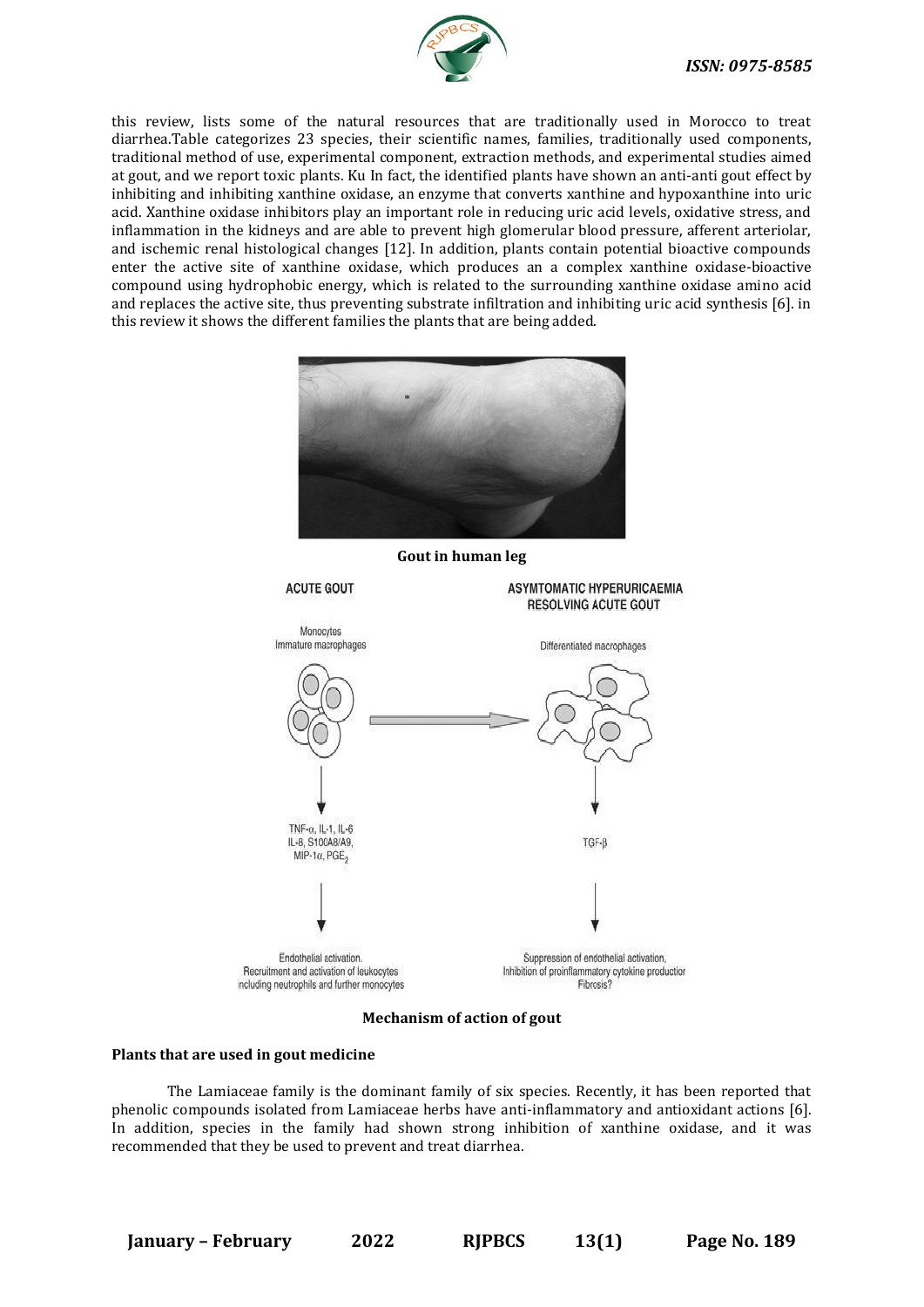this review, lists some of the natural resources that are traditionally used in Morocco to treat diarrhea.Table categorizes 23 species, their scientific names, families, traditionally used components, traditional method of use, experimental component, extraction methods, and experimental studies aimed at gout, and we report toxic plants. Ku In fact, the identified plants have shown an anti-anti gout effect by inhibiting and inhibiting xanthine oxidase, an enzyme that converts xanthine and hypoxanthine into uric acid. Xanthine oxidase inhibitors play an important role in reducing uric acid levels, oxidative stress, and inflammation in the kidneys and are able to prevent high glomerular blood pressure, afferent arteriolar, and ischemic renal histological changes [12]. In addition, plants contain potential bioactive compounds enter the active site of xanthine oxidase, which produces an a complex xanthine oxidase-bioactive compound using hydrophobic energy, which is related to the surrounding xanthine oxidase amino acid and replaces the active site, thus preventing substrate infiltration and inhibiting uric acid synthesis [6]. in this review it shows the different families the plants that are being added.

**Gout in human leg**

**Mechanism of action of gout**

**Plants that are used in gout medicine**

The Lamiaceae family is the dominant family of six species. Recently, it has been reported that phenolic compounds isolated from Lamiaceae herbs have anti-inflammatory and antioxidant actions [6]. In addition, species in the family had shown strong inhibition of xanthine oxidase, and it was recommended that they be used to prevent and treat diarrhea.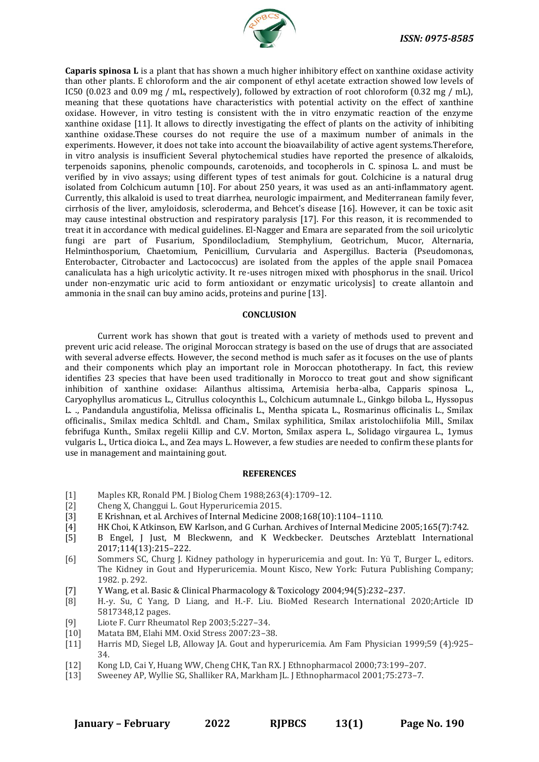**Caparis spinosa L** is a plant that has shown a much higher inhibitory effect on xanthine oxidase activity than other plants. E chloroform and the air component of ethyl acetate extraction showed low levels of IC50 (0.023 and 0.09 mg / mL, respectively), followed by extraction of root chloroform (0.32 mg / mL), meaning that these quotations have characteristics with potential activity on the effect of xanthine oxidase. However, in vitro testing is consistent with the in vitro enzymatic reaction of the enzyme xanthine oxidase [11]. It allows to directly investigating the effect of plants on the activity of inhibiting xanthine oxidase.These courses do not require the use of a maximum number of animals in the experiments. However, it does not take into account the bioavailability of active agent systems.Therefore, in vitro analysis is insufficient Several phytochemical studies have reported the presence of alkaloids, terpenoids saponins, phenolic compounds, carotenoids, and tocopherols in C. spinosa L. and must be verified by in vivo assays; using different types of test animals for gout. Colchicine is a natural drug isolated from Colchicum autumn [10]. For about 250 years, it was used as an anti-inflammatory agent. Currently, this alkaloid is used to treat diarrhea, neurologic impairment, and Mediterranean family fever, cirrhosis of the liver, amyloidosis, scleroderma, and Behcet's disease [16]. However, it can be toxic asit may cause intestinal obstruction and respiratory paralysis [17]. For this reason, it is recommended to treat it in accordance with medical guidelines. El-Nagger and Emara are separated from the soil uricolytic fungi are part of Fusarium, Spondilocladium, Stemphylium, Geotrichum, Mucor, Alternaria, Helminthosporium, Chaetomium, Penicillium, Curvularia and Aspergillus. Bacteria (Pseudomonas, Enterobacter, Citrobacter and Lactococcus) are isolated from the apples of the apple snail Pomacea canaliculata has a high uricolytic activity. It re-uses nitrogen mixed with phosphorus in the snail. Uricol under non-enzymatic uric acid to form antioxidant or enzymatic uricolysis] to create allantoin and ammonia in the snail can buy amino acids, proteins and purine [13].

## CONCLUSION

Current work has shown that gout is treated with a variety of methods used to prevent and prevent uric acid release. The original Moroccan strategy is based on the use of drugs that are associated with several adverse effects. However, the second method is much safer as it focuses on the use of plants and their components which play an important role in Moroccan phototherapy. In fact, this review identifies 23 species that have been used traditionally in Morocco to treat gout and show significant inhibition of xanthine oxidase: Ailanthus altissima, Artemisia herba-alba, Capparis spinosa L., Caryophyllus aromaticus L., Citrullus colocynthis L., Colchicum autumnale L., Ginkgo biloba L., Hyssopus L. ., Pandandula angustifolia, Melissa officinalis L., Mentha spicata L., Rosmarinus officinalis L., Smilax officinalis., Smilax medica Schltdl. and Cham., Smilax syphilitica, Smilax aristolochiifolia Mill., Smilax febrifuga Kunth., Smilax regelii Killip and C.V. Morton, Smilax aspera L., Solidago virgaurea L., 1ymus vulgaris L., Urtica dioica L., and Zea mays L. However, a few studies are needed to confirm these plants for use in management and maintaining gout.

## REFERENCES

[1] Maples KR, Ronald PM. J Biolog Chem 1988;263(4):1709–12.

[2] Cheng X, Changgui L. Gout Hyperuricemia 2015.

[3] E Krishnan, et al. Archives of Internal Medicine 2008;168(10):1104–1110.

[4] HK Choi, K Atkinson, EW Karlson, and G Curhan. Archives of Internal Medicine 2005;165(7):742.

[5] B Engel, J Just, M Bleckwenn, and K Weckbecker. Deutsches Arzteblatt International 2017;114(13):215–222.

[6] Sommers SC, Churg J. Kidney pathology in hyperuricemia and gout. In: Yü T, Burger L, editors. The Kidney in Gout and Hyperuricemia. Mount Kisco, New York: Futura Publishing Company; 1982. p. 292.

[7] Y Wang, et al. Basic & Clinical Pharmacology & Toxicology 2004;94(5):232–237.

[8] H.-y. Su, C Yang, D Liang, and H.-F. Liu. BioMed Research International 2020;Article ID 5817348,12 pages.

[9] Liote F. Curr Rheumatol Rep 2003;5:227–34.

[10] Matata BM, Elahi MM. Oxid Stress 2007:23–38.

[11] Harris MD, Siegel LB, Alloway JA. Gout and hyperuricemia. Am Fam Physician 1999;59 (4):925–34.

[12] Kong LD, Cai Y, Huang WW, Cheng CHK, Tan RX. J Ethnopharmacol 2000;73:199–207.

[13] Sweeney AP, Wyllie SG, Shalliker RA, Markham JL. J Ethnopharmacol 2001;75:273–7.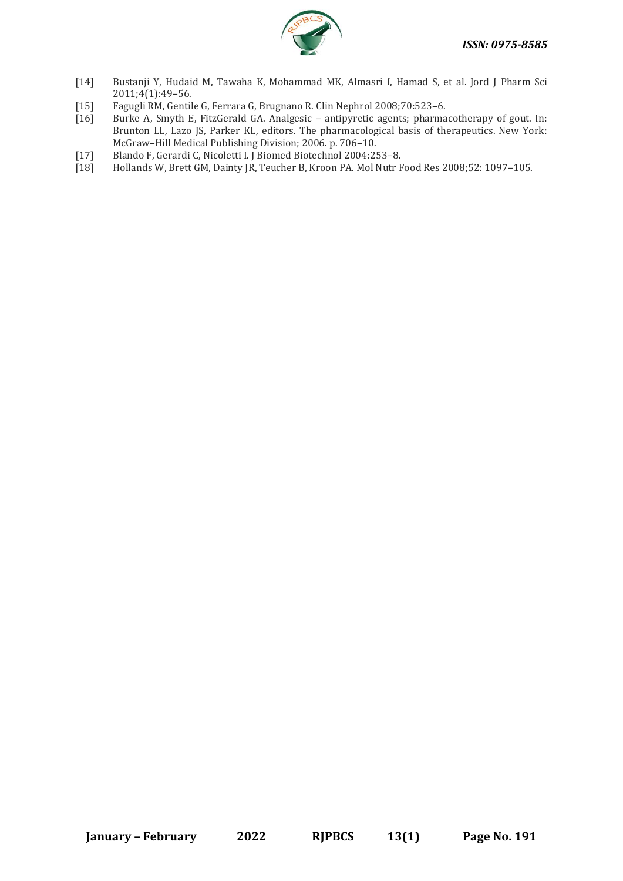[14] Bustanji Y, Hudaid M, Tawaha K, Mohammad MK, Almasri I, Hamad S, et al. Jord J Pharm Sci 2011;4(1):49–56.

[15] Fagugli RM, Gentile G, Ferrara G, Brugnano R. Clin Nephrol 2008;70:523–6.

[16] Burke A, Smyth E, FitzGerald GA. Analgesic – antipyretic agents; pharmacotherapy of gout. In: Brunton LL, Lazo JS, Parker KL, editors. The pharmacological basis of therapeutics. New York: McGraw–Hill Medical Publishing Division; 2006. p. 706–10.

[17] Blando F, Gerardi C, Nicoletti I. J Biomed Biotechnol 2004:253–8.

[18] Hollands W, Brett GM, Dainty JR, Teucher B, Kroon PA. Mol Nutr Food Res 2008;52: 1097–105.